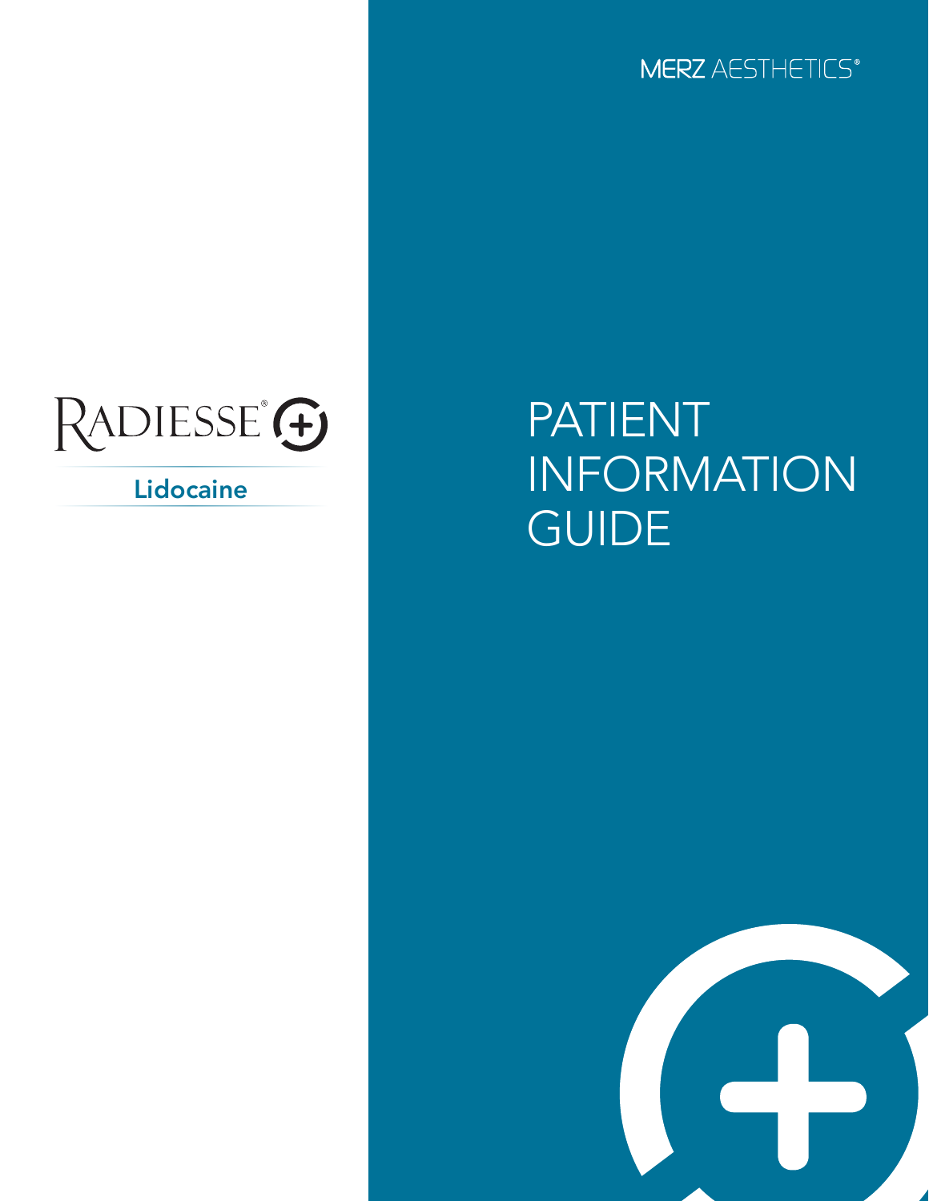MERZ AESTHETICS®

RADIESSE® (+)

Lidocaine

# PATIENT INFORMATION GUIDE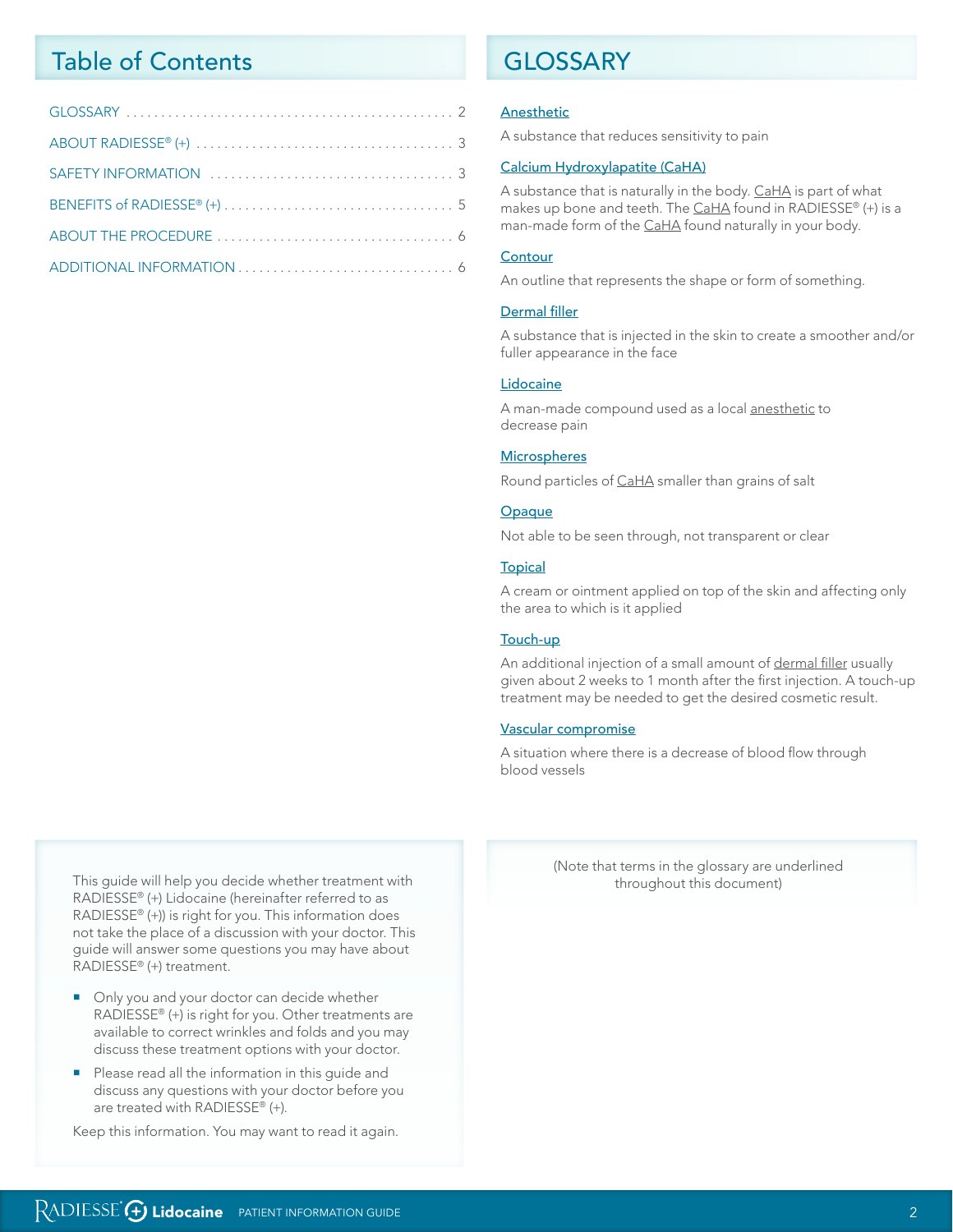## Table of Contents

- GLOSSARY ........ 2
- ABOUT RADIESSE® (+) ........ 3
- SAFETY INFORMATION ........ 3
- BENEFITS of RADIESSE® (+) ........ 5
- ABOUT THE PROCEDURE ........ 6
- ADDITIONAL INFORMATION ........ 6

This guide will help you decide whether treatment with RADIESSE® (+) Lidocaine (hereinafter referred to as RADIESSE® (+)) is right for you. This information does not take the place of a discussion with your doctor. This guide will answer some questions you may have about RADIESSE® (+) treatment.

- Only you and your doctor can decide whether RADIESSE® (+) is right for you. Other treatments are available to correct wrinkles and folds and you may discuss these treatment options with your doctor.
- Please read all the information in this guide and discuss any questions with your doctor before you are treated with RADIESSE® (+).

Keep this information. You may want to read it again.

## GLOSSARY

**Anesthetic**

A substance that reduces sensitivity to pain

**Calcium Hydroxylapatite (CaHA)**

A substance that is naturally in the body. CaHA is part of what makes up bone and teeth. The CaHA found in RADIESSE® (+) is a man-made form of the CaHA found naturally in your body.

**Contour**

An outline that represents the shape or form of something.

**Dermal filler**

A substance that is injected in the skin to create a smoother and/or fuller appearance in the face

**Lidocaine**

A man-made compound used as a local anesthetic to decrease pain

**Microspheres**

Round particles of CaHA smaller than grains of salt

**Opaque**

Not able to be seen through, not transparent or clear

**Topical**

A cream or ointment applied on top of the skin and affecting only the area to which is it applied

**Touch-up**

An additional injection of a small amount of dermal filler usually given about 2 weeks to 1 month after the first injection. A touch-up treatment may be needed to get the desired cosmetic result.

**Vascular compromise**

A situation where there is a decrease of blood flow through blood vessels

(Note that terms in the glossary are underlined throughout this document)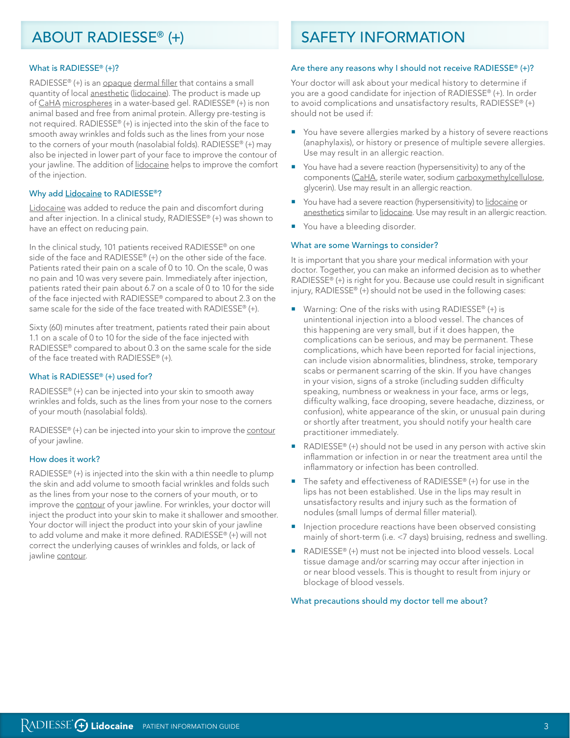# ABOUT RADIESSE® (+)

### What is RADIESSE® (+)?

RADIESSE® (+) is an opaque dermal filler that contains a small quantity of local anesthetic (lidocaine). The product is made up of CaHA microspheres in a water-based gel. RADIESSE® (+) is non animal based and free from animal protein. Allergy pre-testing is not required. RADIESSE® (+) is injected into the skin of the face to smooth away wrinkles and folds such as the lines from your nose to the corners of your mouth (nasolabial folds). RADIESSE® (+) may also be injected in lower part of your face to improve the contour of your jawline. The addition of lidocaine helps to improve the comfort of the injection.

### Why add Lidocaine to RADIESSE®?

Lidocaine was added to reduce the pain and discomfort during and after injection. In a clinical study, RADIESSE® (+) was shown to have an effect on reducing pain.

In the clinical study, 101 patients received RADIESSE® on one side of the face and RADIESSE® (+) on the other side of the face. Patients rated their pain on a scale of 0 to 10. On the scale, 0 was no pain and 10 was very severe pain. Immediately after injection, patients rated their pain about 6.7 on a scale of 0 to 10 for the side of the face injected with RADIESSE® compared to about 2.3 on the same scale for the side of the face treated with RADIESSE® (+).

Sixty (60) minutes after treatment, patients rated their pain about 1.1 on a scale of 0 to 10 for the side of the face injected with RADIESSE® compared to about 0.3 on the same scale for the side of the face treated with RADIESSE® (+).

### What is RADIESSE® (+) used for?

RADIESSE® (+) can be injected into your skin to smooth away wrinkles and folds, such as the lines from your nose to the corners of your mouth (nasolabial folds).

RADIESSE® (+) can be injected into your skin to improve the contour of your jawline.

### How does it work?

RADIESSE® (+) is injected into the skin with a thin needle to plump the skin and add volume to smooth facial wrinkles and folds such as the lines from your nose to the corners of your mouth, or to improve the contour of your jawline. For wrinkles, your doctor will inject the product into your skin to make it shallower and smoother. Your doctor will inject the product into your skin of your jawline to add volume and make it more defined. RADIESSE® (+) will not correct the underlying causes of wrinkles and folds, or lack of jawline contour.

# SAFETY INFORMATION

### Are there any reasons why I should not receive RADIESSE® (+)?

Your doctor will ask about your medical history to determine if you are a good candidate for injection of RADIESSE® (+). In order to avoid complications and unsatisfactory results, RADIESSE® (+) should not be used if:

- You have severe allergies marked by a history of severe reactions (anaphylaxis), or history or presence of multiple severe allergies. Use may result in an allergic reaction.
- You have had a severe reaction (hypersensitivity) to any of the components (CaHA, sterile water, sodium carboxymethylcellulose, glycerin). Use may result in an allergic reaction.
- You have had a severe reaction (hypersensitivity) to lidocaine or anesthetics similar to lidocaine. Use may result in an allergic reaction.
- You have a bleeding disorder.

### What are some Warnings to consider?

It is important that you share your medical information with your doctor. Together, you can make an informed decision as to whether RADIESSE® (+) is right for you. Because use could result in significant injury, RADIESSE® (+) should not be used in the following cases:

- Warning: One of the risks with using RADIESSE® (+) is unintentional injection into a blood vessel. The chances of this happening are very small, but if it does happen, the complications can be serious, and may be permanent. These complications, which have been reported for facial injections, can include vision abnormalities, blindness, stroke, temporary scabs or permanent scarring of the skin. If you have changes in your vision, signs of a stroke (including sudden difficulty speaking, numbness or weakness in your face, arms or legs, difficulty walking, face drooping, severe headache, dizziness, or confusion), white appearance of the skin, or unusual pain during or shortly after treatment, you should notify your health care practitioner immediately.
- RADIESSE® (+) should not be used in any person with active skin inflammation or infection in or near the treatment area until the inflammatory or infection has been controlled.
- The safety and effectiveness of RADIESSE® (+) for use in the lips has not been established. Use in the lips may result in unsatisfactory results and injury such as the formation of nodules (small lumps of dermal filler material).
- Injection procedure reactions have been observed consisting mainly of short-term (i.e. <7 days) bruising, redness and swelling.
- RADIESSE® (+) must not be injected into blood vessels. Local tissue damage and/or scarring may occur after injection in or near blood vessels. This is thought to result from injury or blockage of blood vessels.

### What precautions should my doctor tell me about?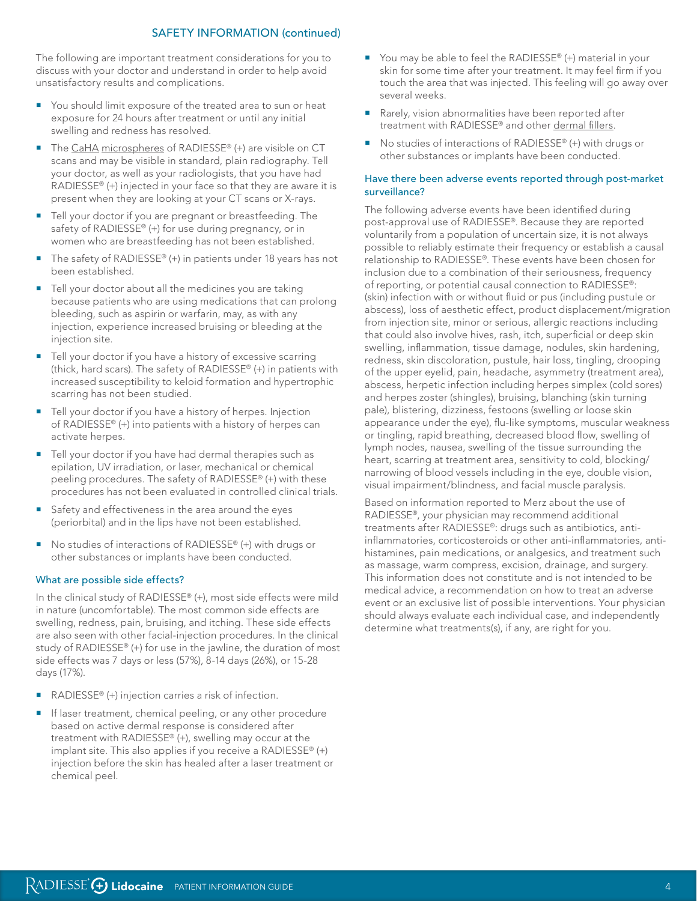## SAFETY INFORMATION (continued)

The following are important treatment considerations for you to discuss with your doctor and understand in order to help avoid unsatisfactory results and complications.

- You should limit exposure of the treated area to sun or heat exposure for 24 hours after treatment or until any initial swelling and redness has resolved.
- The CaHA microspheres of RADIESSE® (+) are visible on CT scans and may be visible in standard, plain radiography. Tell your doctor, as well as your radiologists, that you have had RADIESSE® (+) injected in your face so that they are aware it is present when they are looking at your CT scans or X-rays.
- Tell your doctor if you are pregnant or breastfeeding. The safety of RADIESSE® (+) for use during pregnancy, or in women who are breastfeeding has not been established.
- The safety of RADIESSE® (+) in patients under 18 years has not been established.
- Tell your doctor about all the medicines you are taking because patients who are using medications that can prolong bleeding, such as aspirin or warfarin, may, as with any injection, experience increased bruising or bleeding at the injection site.
- Tell your doctor if you have a history of excessive scarring (thick, hard scars). The safety of RADIESSE® (+) in patients with increased susceptibility to keloid formation and hypertrophic scarring has not been studied.
- Tell your doctor if you have a history of herpes. Injection of RADIESSE® (+) into patients with a history of herpes can activate herpes.
- Tell your doctor if you have had dermal therapies such as epilation, UV irradiation, or laser, mechanical or chemical peeling procedures. The safety of RADIESSE® (+) with these procedures has not been evaluated in controlled clinical trials.
- Safety and effectiveness in the area around the eyes (periorbital) and in the lips have not been established.
- No studies of interactions of RADIESSE® (+) with drugs or other substances or implants have been conducted.

### What are possible side effects?

In the clinical study of RADIESSE® (+), most side effects were mild in nature (uncomfortable). The most common side effects are swelling, redness, pain, bruising, and itching. These side effects are also seen with other facial-injection procedures. In the clinical study of RADIESSE® (+) for use in the jawline, the duration of most side effects was 7 days or less (57%), 8-14 days (26%), or 15-28 days (17%).

- RADIESSE® (+) injection carries a risk of infection.
- If laser treatment, chemical peeling, or any other procedure based on active dermal response is considered after treatment with RADIESSE® (+), swelling may occur at the implant site. This also applies if you receive a RADIESSE® (+) injection before the skin has healed after a laser treatment or chemical peel.
- You may be able to feel the RADIESSE® (+) material in your skin for some time after your treatment. It may feel firm if you touch the area that was injected. This feeling will go away over several weeks.
- Rarely, vision abnormalities have been reported after treatment with RADIESSE® and other dermal fillers.
- No studies of interactions of RADIESSE® (+) with drugs or other substances or implants have been conducted.

### Have there been adverse events reported through post-market surveillance?

The following adverse events have been identified during post-approval use of RADIESSE®. Because they are reported voluntarily from a population of uncertain size, it is not always possible to reliably estimate their frequency or establish a causal relationship to RADIESSE®. These events have been chosen for inclusion due to a combination of their seriousness, frequency of reporting, or potential causal connection to RADIESSE®: (skin) infection with or without fluid or pus (including pustule or abscess), loss of aesthetic effect, product displacement/migration from injection site, minor or serious, allergic reactions including that could also involve hives, rash, itch, superficial or deep skin swelling, inflammation, tissue damage, nodules, skin hardening, redness, skin discoloration, pustule, hair loss, tingling, drooping of the upper eyelid, pain, headache, asymmetry (treatment area), abscess, herpetic infection including herpes simplex (cold sores) and herpes zoster (shingles), bruising, blanching (skin turning pale), blistering, dizziness, festoons (swelling or loose skin appearance under the eye), flu-like symptoms, muscular weakness or tingling, rapid breathing, decreased blood flow, swelling of lymph nodes, nausea, swelling of the tissue surrounding the heart, scarring at treatment area, sensitivity to cold, blocking/narrowing of blood vessels including in the eye, double vision, visual impairment/blindness, and facial muscle paralysis.

Based on information reported to Merz about the use of RADIESSE®, your physician may recommend additional treatments after RADIESSE®: drugs such as antibiotics, anti-inflammatories, corticosteroids or other anti-inflammatories, anti-histamines, pain medications, or analgesics, and treatment such as massage, warm compress, excision, drainage, and surgery. This information does not constitute and is not intended to be medical advice, a recommendation on how to treat an adverse event or an exclusive list of possible interventions. Your physician should always evaluate each individual case, and independently determine what treatments(s), if any, are right for you.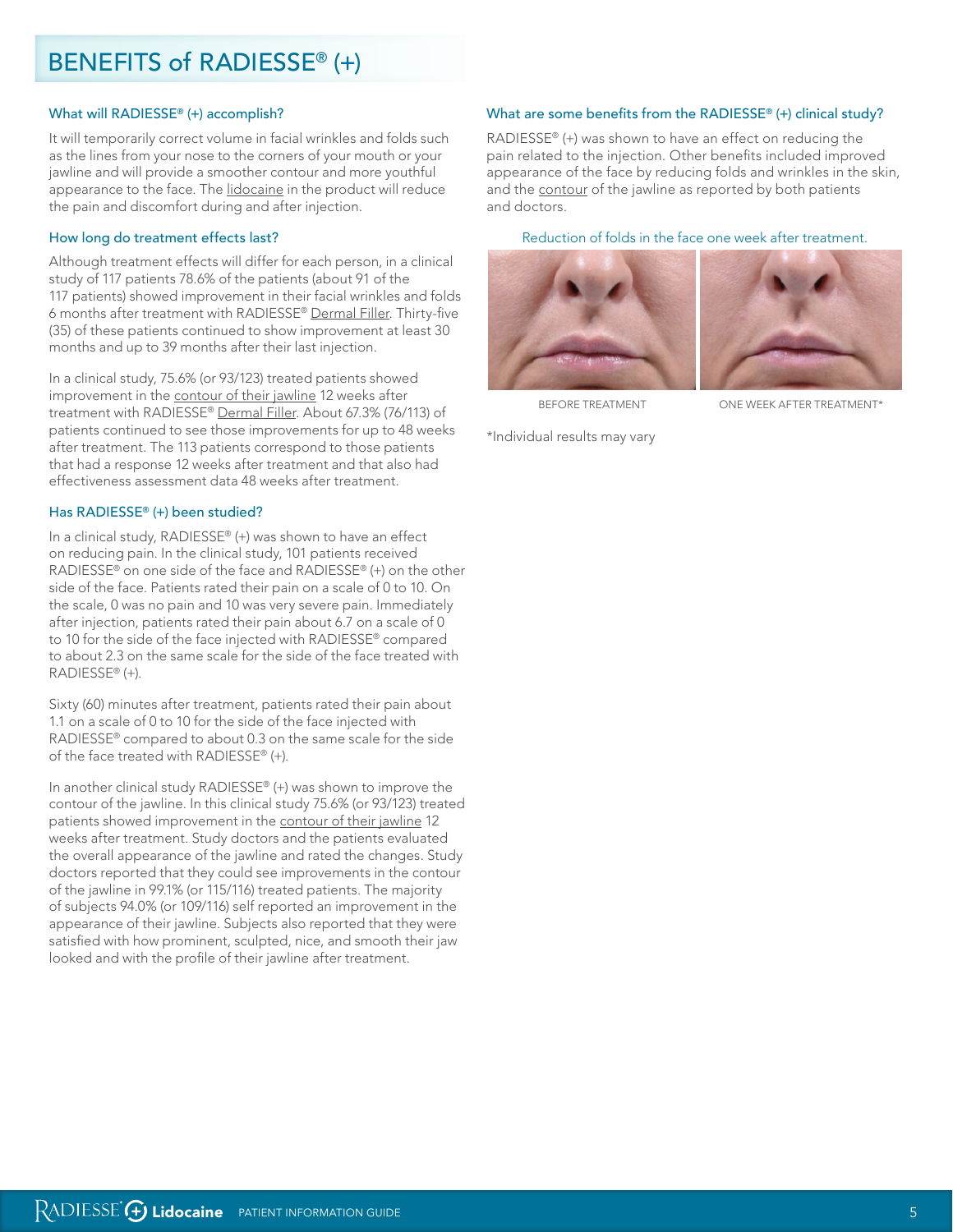# BENEFITS of RADIESSE® (+)

### What will RADIESSE® (+) accomplish?

It will temporarily correct volume in facial wrinkles and folds such as the lines from your nose to the corners of your mouth or your jawline and will provide a smoother contour and more youthful appearance to the face. The lidocaine in the product will reduce the pain and discomfort during and after injection.

### How long do treatment effects last?

Although treatment effects will differ for each person, in a clinical study of 117 patients 78.6% of the patients (about 91 of the 117 patients) showed improvement in their facial wrinkles and folds 6 months after treatment with RADIESSE® Dermal Filler. Thirty-five (35) of these patients continued to show improvement at least 30 months and up to 39 months after their last injection.

In a clinical study, 75.6% (or 93/123) treated patients showed improvement in the contour of their jawline 12 weeks after treatment with RADIESSE® Dermal Filler. About 67.3% (76/113) of patients continued to see those improvements for up to 48 weeks after treatment. The 113 patients correspond to those patients that had a response 12 weeks after treatment and that also had effectiveness assessment data 48 weeks after treatment.

### Has RADIESSE® (+) been studied?

In a clinical study, RADIESSE® (+) was shown to have an effect on reducing pain. In the clinical study, 101 patients received RADIESSE® on one side of the face and RADIESSE® (+) on the other side of the face. Patients rated their pain on a scale of 0 to 10. On the scale, 0 was no pain and 10 was very severe pain. Immediately after injection, patients rated their pain about 6.7 on a scale of 0 to 10 for the side of the face injected with RADIESSE® compared to about 2.3 on the same scale for the side of the face treated with RADIESSE® (+).

Sixty (60) minutes after treatment, patients rated their pain about 1.1 on a scale of 0 to 10 for the side of the face injected with RADIESSE® compared to about 0.3 on the same scale for the side of the face treated with RADIESSE® (+).

In another clinical study RADIESSE® (+) was shown to improve the contour of the jawline. In this clinical study 75.6% (or 93/123) treated patients showed improvement in the contour of their jawline 12 weeks after treatment. Study doctors and the patients evaluated the overall appearance of the jawline and rated the changes. Study doctors reported that they could see improvements in the contour of the jawline in 99.1% (or 115/116) treated patients. The majority of subjects 94.0% (or 109/116) self reported an improvement in the appearance of their jawline. Subjects also reported that they were satisfied with how prominent, sculpted, nice, and smooth their jaw looked and with the profile of their jawline after treatment.

### What are some benefits from the RADIESSE® (+) clinical study?

RADIESSE® (+) was shown to have an effect on reducing the pain related to the injection. Other benefits included improved appearance of the face by reducing folds and wrinkles in the skin, and the contour of the jawline as reported by both patients and doctors.

Reduction of folds in the face one week after treatment.

BEFORE TREATMENT | ONE WEEK AFTER TREATMENT*

*Individual results may vary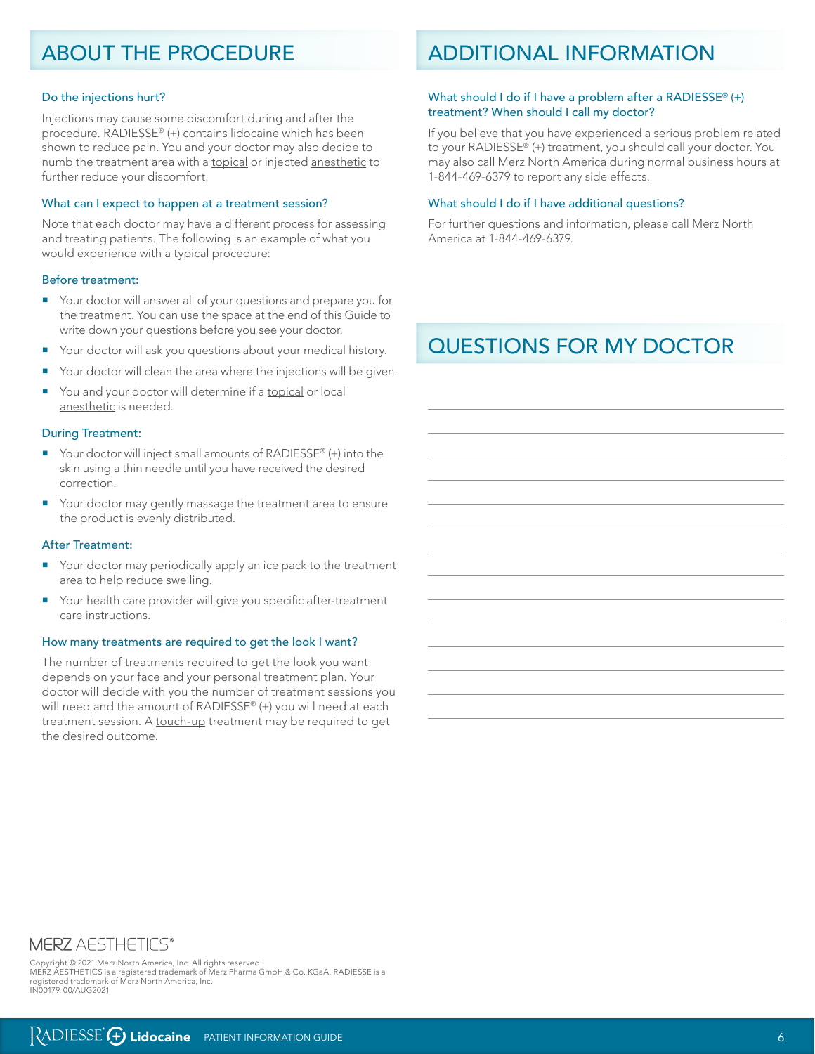## ABOUT THE PROCEDURE

### Do the injections hurt?

Injections may cause some discomfort during and after the procedure. RADIESSE® (+) contains lidocaine which has been shown to reduce pain. You and your doctor may also decide to numb the treatment area with a topical or injected anesthetic to further reduce your discomfort.

### What can I expect to happen at a treatment session?

Note that each doctor may have a different process for assessing and treating patients. The following is an example of what you would experience with a typical procedure:

#### Before treatment:

- Your doctor will answer all of your questions and prepare you for the treatment. You can use the space at the end of this Guide to write down your questions before you see your doctor.
- Your doctor will ask you questions about your medical history.
- Your doctor will clean the area where the injections will be given.
- You and your doctor will determine if a topical or local anesthetic is needed.

#### During Treatment:

- Your doctor will inject small amounts of RADIESSE® (+) into the skin using a thin needle until you have received the desired correction.
- Your doctor may gently massage the treatment area to ensure the product is evenly distributed.

#### After Treatment:

- Your doctor may periodically apply an ice pack to the treatment area to help reduce swelling.
- Your health care provider will give you specific after-treatment care instructions.

### How many treatments are required to get the look I want?

The number of treatments required to get the look you want depends on your face and your personal treatment plan. Your doctor will decide with you the number of treatment sessions you will need and the amount of RADIESSE® (+) you will need at each treatment session. A touch-up treatment may be required to get the desired outcome.

## ADDITIONAL INFORMATION

### What should I do if I have a problem after a RADIESSE® (+) treatment? When should I call my doctor?

If you believe that you have experienced a serious problem related to your RADIESSE® (+) treatment, you should call your doctor. You may also call Merz North America during normal business hours at 1-844-469-6379 to report any side effects.

### What should I do if I have additional questions?

For further questions and information, please call Merz North America at 1-844-469-6379.

## QUESTIONS FOR MY DOCTOR

MERZ AESTHETICS®

Copyright © 2021 Merz North America, Inc. All rights reserved.
MERZ AESTHETICS is a registered trademark of Merz Pharma GmbH & Co. KGaA. RADIESSE is a registered trademark of Merz North America, Inc.
IN00179-00/AUG2021